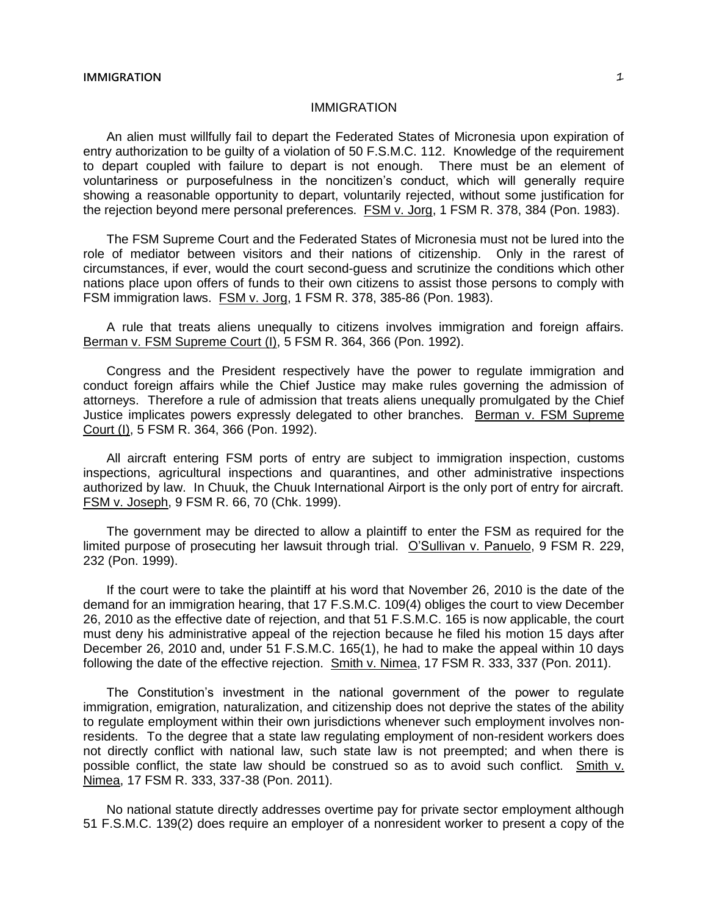# IMMIGRATION

An alien must willfully fail to depart the Federated States of Micronesia upon expiration of entry authorization to be guilty of a violation of 50 F.S.M.C. 112. Knowledge of the requirement to depart coupled with failure to depart is not enough. There must be an element of voluntariness or purposefulness in the noncitizen's conduct, which will generally require showing a reasonable opportunity to depart, voluntarily rejected, without some justification for the rejection beyond mere personal preferences. FSM v. Jorg, 1 FSM R. 378, 384 (Pon. 1983).

The FSM Supreme Court and the Federated States of Micronesia must not be lured into the role of mediator between visitors and their nations of citizenship. Only in the rarest of circumstances, if ever, would the court second-guess and scrutinize the conditions which other nations place upon offers of funds to their own citizens to assist those persons to comply with FSM immigration laws. FSM v. Jorg, 1 FSM R. 378, 385-86 (Pon. 1983).

A rule that treats aliens unequally to citizens involves immigration and foreign affairs. Berman v. FSM Supreme Court (I), 5 FSM R. 364, 366 (Pon. 1992).

Congress and the President respectively have the power to regulate immigration and conduct foreign affairs while the Chief Justice may make rules governing the admission of attorneys. Therefore a rule of admission that treats aliens unequally promulgated by the Chief Justice implicates powers expressly delegated to other branches. Berman v. FSM Supreme Court (I), 5 FSM R. 364, 366 (Pon. 1992).

All aircraft entering FSM ports of entry are subject to immigration inspection, customs inspections, agricultural inspections and quarantines, and other administrative inspections authorized by law. In Chuuk, the Chuuk International Airport is the only port of entry for aircraft. FSM v. Joseph, 9 FSM R. 66, 70 (Chk. 1999).

The government may be directed to allow a plaintiff to enter the FSM as required for the limited purpose of prosecuting her lawsuit through trial. O'Sullivan v. Panuelo, 9 FSM R. 229, 232 (Pon. 1999).

If the court were to take the plaintiff at his word that November 26, 2010 is the date of the demand for an immigration hearing, that 17 F.S.M.C. 109(4) obliges the court to view December 26, 2010 as the effective date of rejection, and that 51 F.S.M.C. 165 is now applicable, the court must deny his administrative appeal of the rejection because he filed his motion 15 days after December 26, 2010 and, under 51 F.S.M.C. 165(1), he had to make the appeal within 10 days following the date of the effective rejection. Smith v. Nimea, 17 FSM R. 333, 337 (Pon. 2011).

The Constitution's investment in the national government of the power to regulate immigration, emigration, naturalization, and citizenship does not deprive the states of the ability to regulate employment within their own jurisdictions whenever such employment involves non-residents. To the degree that a state law regulating employment of non-resident workers does not directly conflict with national law, such state law is not preempted; and when there is possible conflict, the state law should be construed so as to avoid such conflict. Smith v. Nimea, 17 FSM R. 333, 337-38 (Pon. 2011).

No national statute directly addresses overtime pay for private sector employment although 51 F.S.M.C. 139(2) does require an employer of a nonresident worker to present a copy of the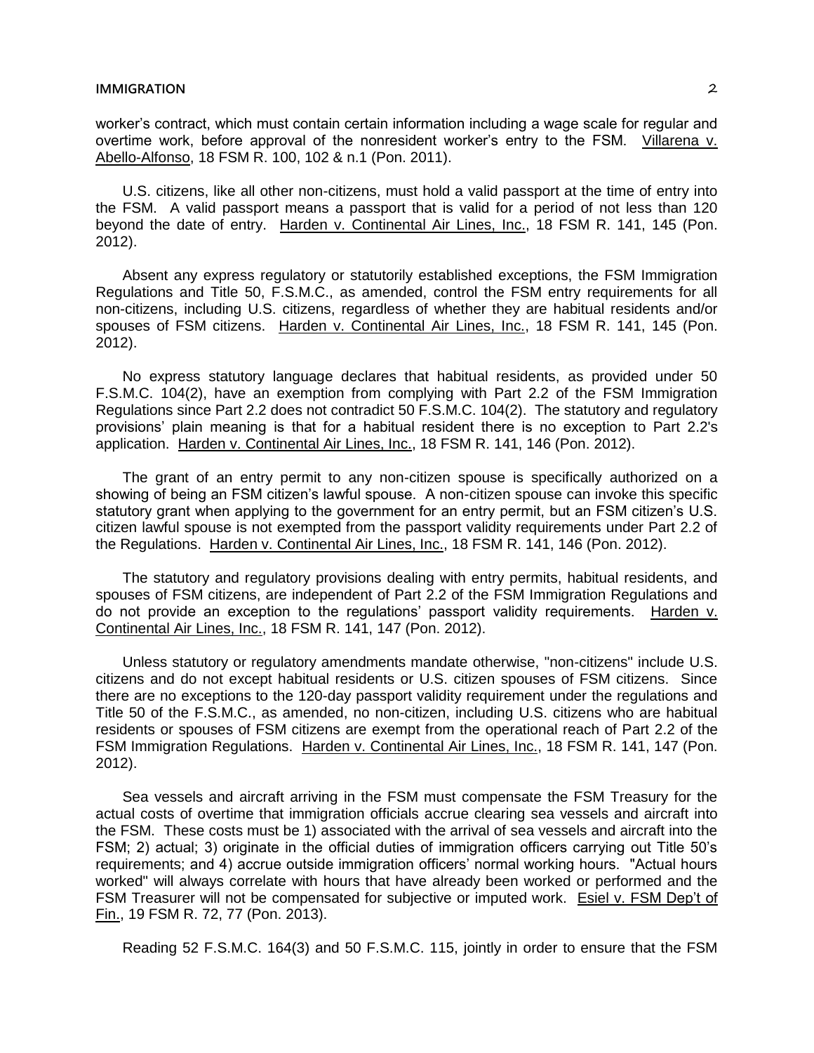worker's contract, which must contain certain information including a wage scale for regular and overtime work, before approval of the nonresident worker's entry to the FSM. Villarena v. Abello-Alfonso, 18 FSM R. 100, 102 & n.1 (Pon. 2011).

U.S. citizens, like all other non-citizens, must hold a valid passport at the time of entry into the FSM. A valid passport means a passport that is valid for a period of not less than 120 beyond the date of entry. Harden v. Continental Air Lines, Inc., 18 FSM R. 141, 145 (Pon. 2012).

Absent any express regulatory or statutorily established exceptions, the FSM Immigration Regulations and Title 50, F.S.M.C., as amended, control the FSM entry requirements for all non-citizens, including U.S. citizens, regardless of whether they are habitual residents and/or spouses of FSM citizens. Harden v. Continental Air Lines, Inc., 18 FSM R. 141, 145 (Pon. 2012).

No express statutory language declares that habitual residents, as provided under 50 F.S.M.C. 104(2), have an exemption from complying with Part 2.2 of the FSM Immigration Regulations since Part 2.2 does not contradict 50 F.S.M.C. 104(2). The statutory and regulatory provisions' plain meaning is that for a habitual resident there is no exception to Part 2.2's application. Harden v. Continental Air Lines, Inc., 18 FSM R. 141, 146 (Pon. 2012).

The grant of an entry permit to any non-citizen spouse is specifically authorized on a showing of being an FSM citizen's lawful spouse. A non-citizen spouse can invoke this specific statutory grant when applying to the government for an entry permit, but an FSM citizen's U.S. citizen lawful spouse is not exempted from the passport validity requirements under Part 2.2 of the Regulations. Harden v. Continental Air Lines, Inc., 18 FSM R. 141, 146 (Pon. 2012).

The statutory and regulatory provisions dealing with entry permits, habitual residents, and spouses of FSM citizens, are independent of Part 2.2 of the FSM Immigration Regulations and do not provide an exception to the regulations' passport validity requirements. Harden v. Continental Air Lines, Inc., 18 FSM R. 141, 147 (Pon. 2012).

Unless statutory or regulatory amendments mandate otherwise, "non-citizens" include U.S. citizens and do not except habitual residents or U.S. citizen spouses of FSM citizens. Since there are no exceptions to the 120-day passport validity requirement under the regulations and Title 50 of the F.S.M.C., as amended, no non-citizen, including U.S. citizens who are habitual residents or spouses of FSM citizens are exempt from the operational reach of Part 2.2 of the FSM Immigration Regulations. Harden v. Continental Air Lines, Inc., 18 FSM R. 141, 147 (Pon. 2012).

Sea vessels and aircraft arriving in the FSM must compensate the FSM Treasury for the actual costs of overtime that immigration officials accrue clearing sea vessels and aircraft into the FSM. These costs must be 1) associated with the arrival of sea vessels and aircraft into the FSM; 2) actual; 3) originate in the official duties of immigration officers carrying out Title 50's requirements; and 4) accrue outside immigration officers' normal working hours. "Actual hours worked" will always correlate with hours that have already been worked or performed and the FSM Treasurer will not be compensated for subjective or imputed work. Esiel v. FSM Dep't of Fin., 19 FSM R. 72, 77 (Pon. 2013).

Reading 52 F.S.M.C. 164(3) and 50 F.S.M.C. 115, jointly in order to ensure that the FSM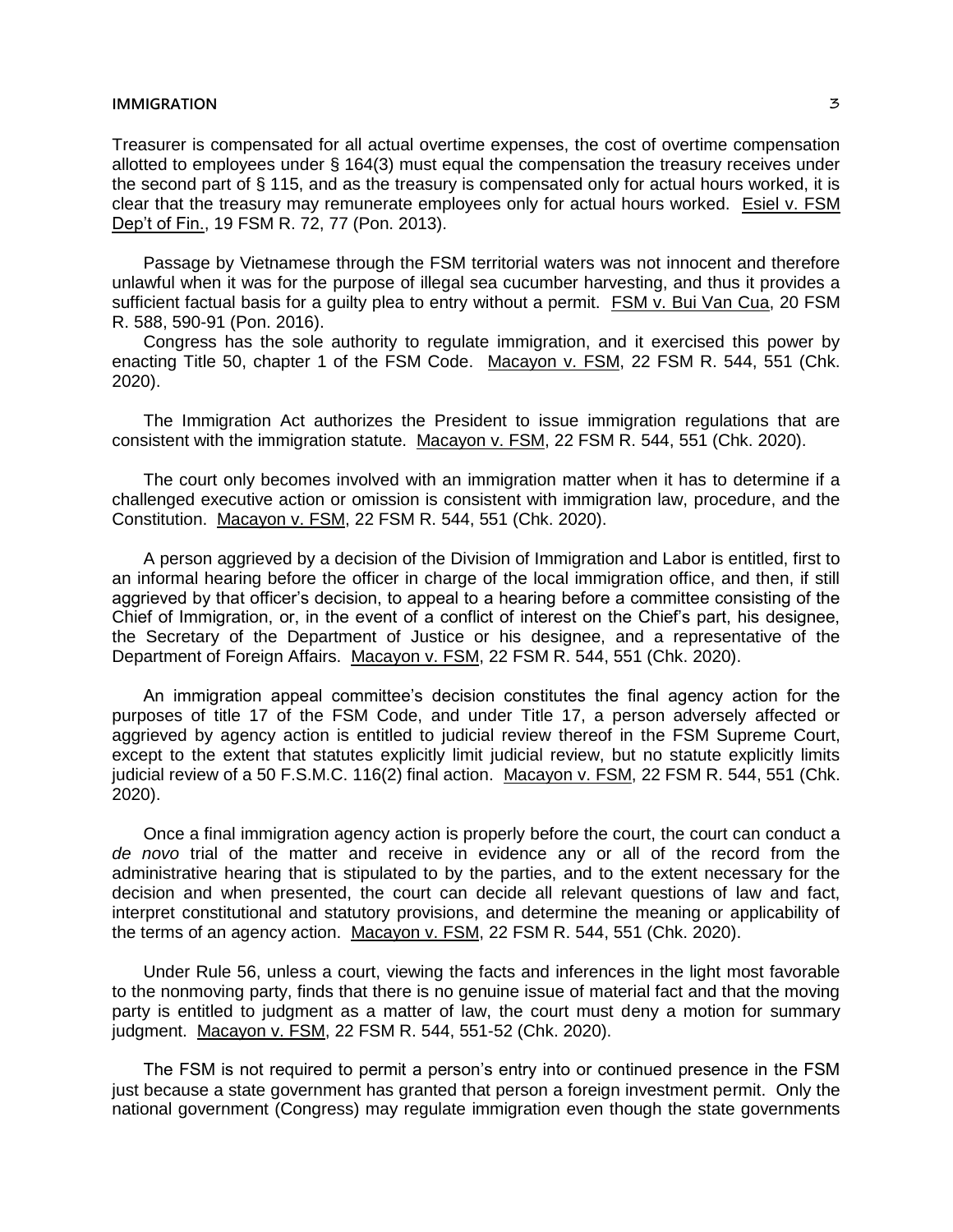Treasurer is compensated for all actual overtime expenses, the cost of overtime compensation allotted to employees under § 164(3) must equal the compensation the treasury receives under the second part of § 115, and as the treasury is compensated only for actual hours worked, it is clear that the treasury may remunerate employees only for actual hours worked. Esiel v. FSM Dep't of Fin., 19 FSM R. 72, 77 (Pon. 2013).

Passage by Vietnamese through the FSM territorial waters was not innocent and therefore unlawful when it was for the purpose of illegal sea cucumber harvesting, and thus it provides a sufficient factual basis for a guilty plea to entry without a permit. FSM v. Bui Van Cua, 20 FSM R. 588, 590-91 (Pon. 2016).

Congress has the sole authority to regulate immigration, and it exercised this power by enacting Title 50, chapter 1 of the FSM Code. Macayon v. FSM, 22 FSM R. 544, 551 (Chk. 2020).

The Immigration Act authorizes the President to issue immigration regulations that are consistent with the immigration statute. Macayon v. FSM, 22 FSM R. 544, 551 (Chk. 2020).

The court only becomes involved with an immigration matter when it has to determine if a challenged executive action or omission is consistent with immigration law, procedure, and the Constitution. Macayon v. FSM, 22 FSM R. 544, 551 (Chk. 2020).

A person aggrieved by a decision of the Division of Immigration and Labor is entitled, first to an informal hearing before the officer in charge of the local immigration office, and then, if still aggrieved by that officer's decision, to appeal to a hearing before a committee consisting of the Chief of Immigration, or, in the event of a conflict of interest on the Chief's part, his designee, the Secretary of the Department of Justice or his designee, and a representative of the Department of Foreign Affairs. Macayon v. FSM, 22 FSM R. 544, 551 (Chk. 2020).

An immigration appeal committee's decision constitutes the final agency action for the purposes of title 17 of the FSM Code, and under Title 17, a person adversely affected or aggrieved by agency action is entitled to judicial review thereof in the FSM Supreme Court, except to the extent that statutes explicitly limit judicial review, but no statute explicitly limits judicial review of a 50 F.S.M.C. 116(2) final action. Macayon v. FSM, 22 FSM R. 544, 551 (Chk. 2020).

Once a final immigration agency action is properly before the court, the court can conduct a *de novo* trial of the matter and receive in evidence any or all of the record from the administrative hearing that is stipulated to by the parties, and to the extent necessary for the decision and when presented, the court can decide all relevant questions of law and fact, interpret constitutional and statutory provisions, and determine the meaning or applicability of the terms of an agency action. Macayon v. FSM, 22 FSM R. 544, 551 (Chk. 2020).

Under Rule 56, unless a court, viewing the facts and inferences in the light most favorable to the nonmoving party, finds that there is no genuine issue of material fact and that the moving party is entitled to judgment as a matter of law, the court must deny a motion for summary judgment. Macayon v. FSM, 22 FSM R. 544, 551-52 (Chk. 2020).

The FSM is not required to permit a person's entry into or continued presence in the FSM just because a state government has granted that person a foreign investment permit. Only the national government (Congress) may regulate immigration even though the state governments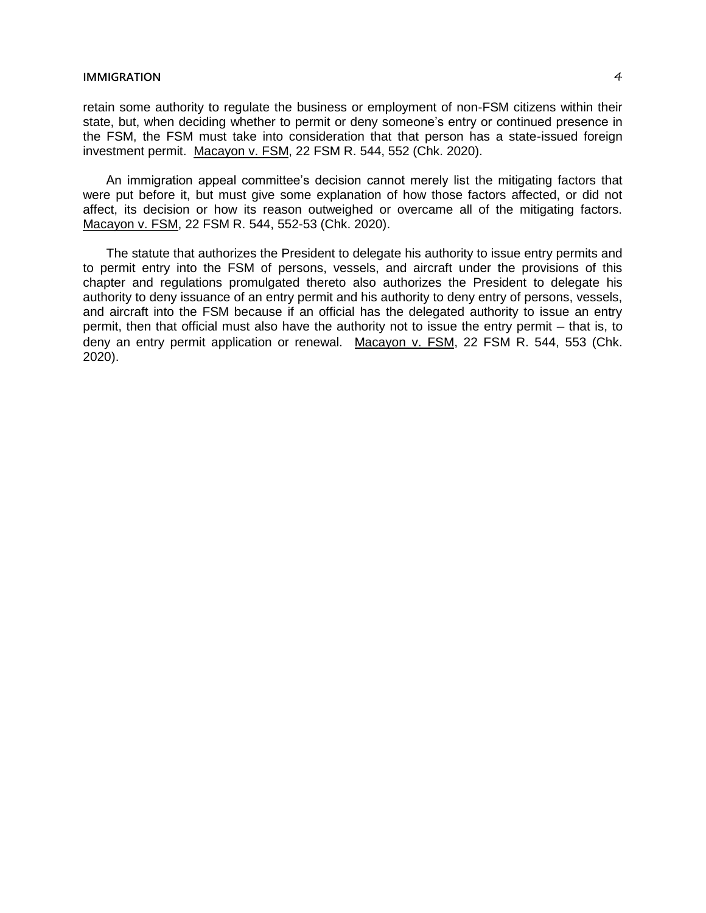retain some authority to regulate the business or employment of non-FSM citizens within their state, but, when deciding whether to permit or deny someone's entry or continued presence in the FSM, the FSM must take into consideration that that person has a state-issued foreign investment permit. Macayon v. FSM, 22 FSM R. 544, 552 (Chk. 2020).

An immigration appeal committee's decision cannot merely list the mitigating factors that were put before it, but must give some explanation of how those factors affected, or did not affect, its decision or how its reason outweighed or overcame all of the mitigating factors. Macayon v. FSM, 22 FSM R. 544, 552-53 (Chk. 2020).

The statute that authorizes the President to delegate his authority to issue entry permits and to permit entry into the FSM of persons, vessels, and aircraft under the provisions of this chapter and regulations promulgated thereto also authorizes the President to delegate his authority to deny issuance of an entry permit and his authority to deny entry of persons, vessels, and aircraft into the FSM because if an official has the delegated authority to issue an entry permit, then that official must also have the authority not to issue the entry permit – that is, to deny an entry permit application or renewal. Macayon v. FSM, 22 FSM R. 544, 553 (Chk. 2020).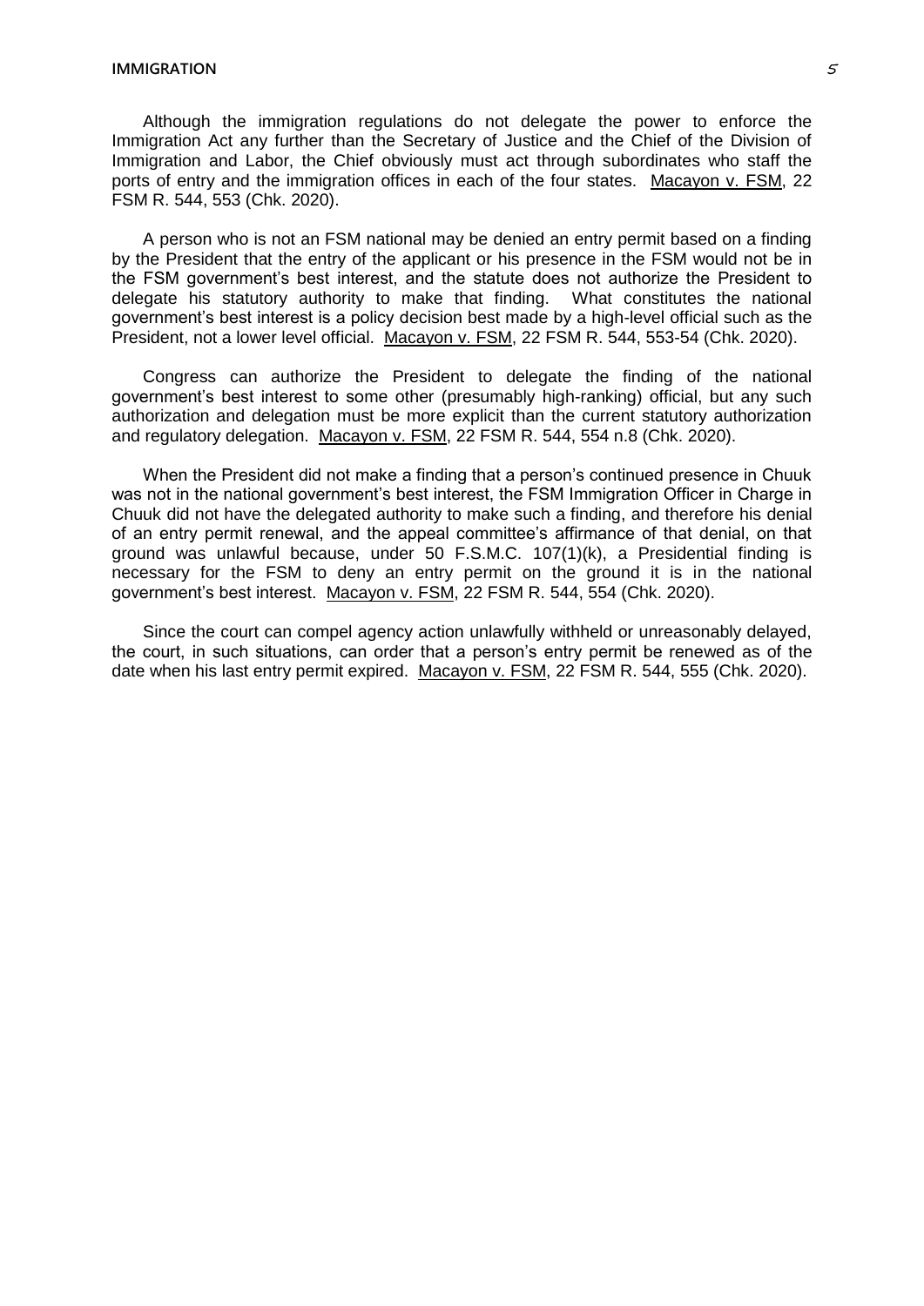Although the immigration regulations do not delegate the power to enforce the Immigration Act any further than the Secretary of Justice and the Chief of the Division of Immigration and Labor, the Chief obviously must act through subordinates who staff the ports of entry and the immigration offices in each of the four states. Macayon v. FSM, 22 FSM R. 544, 553 (Chk. 2020).

A person who is not an FSM national may be denied an entry permit based on a finding by the President that the entry of the applicant or his presence in the FSM would not be in the FSM government's best interest, and the statute does not authorize the President to delegate his statutory authority to make that finding. What constitutes the national government's best interest is a policy decision best made by a high-level official such as the President, not a lower level official. Macayon v. FSM, 22 FSM R. 544, 553-54 (Chk. 2020).

Congress can authorize the President to delegate the finding of the national government's best interest to some other (presumably high-ranking) official, but any such authorization and delegation must be more explicit than the current statutory authorization and regulatory delegation. Macayon v. FSM, 22 FSM R. 544, 554 n.8 (Chk. 2020).

When the President did not make a finding that a person's continued presence in Chuuk was not in the national government's best interest, the FSM Immigration Officer in Charge in Chuuk did not have the delegated authority to make such a finding, and therefore his denial of an entry permit renewal, and the appeal committee's affirmance of that denial, on that ground was unlawful because, under 50 F.S.M.C. 107(1)(k), a Presidential finding is necessary for the FSM to deny an entry permit on the ground it is in the national government's best interest. Macayon v. FSM, 22 FSM R. 544, 554 (Chk. 2020).

Since the court can compel agency action unlawfully withheld or unreasonably delayed, the court, in such situations, can order that a person's entry permit be renewed as of the date when his last entry permit expired. Macayon v. FSM, 22 FSM R. 544, 555 (Chk. 2020).